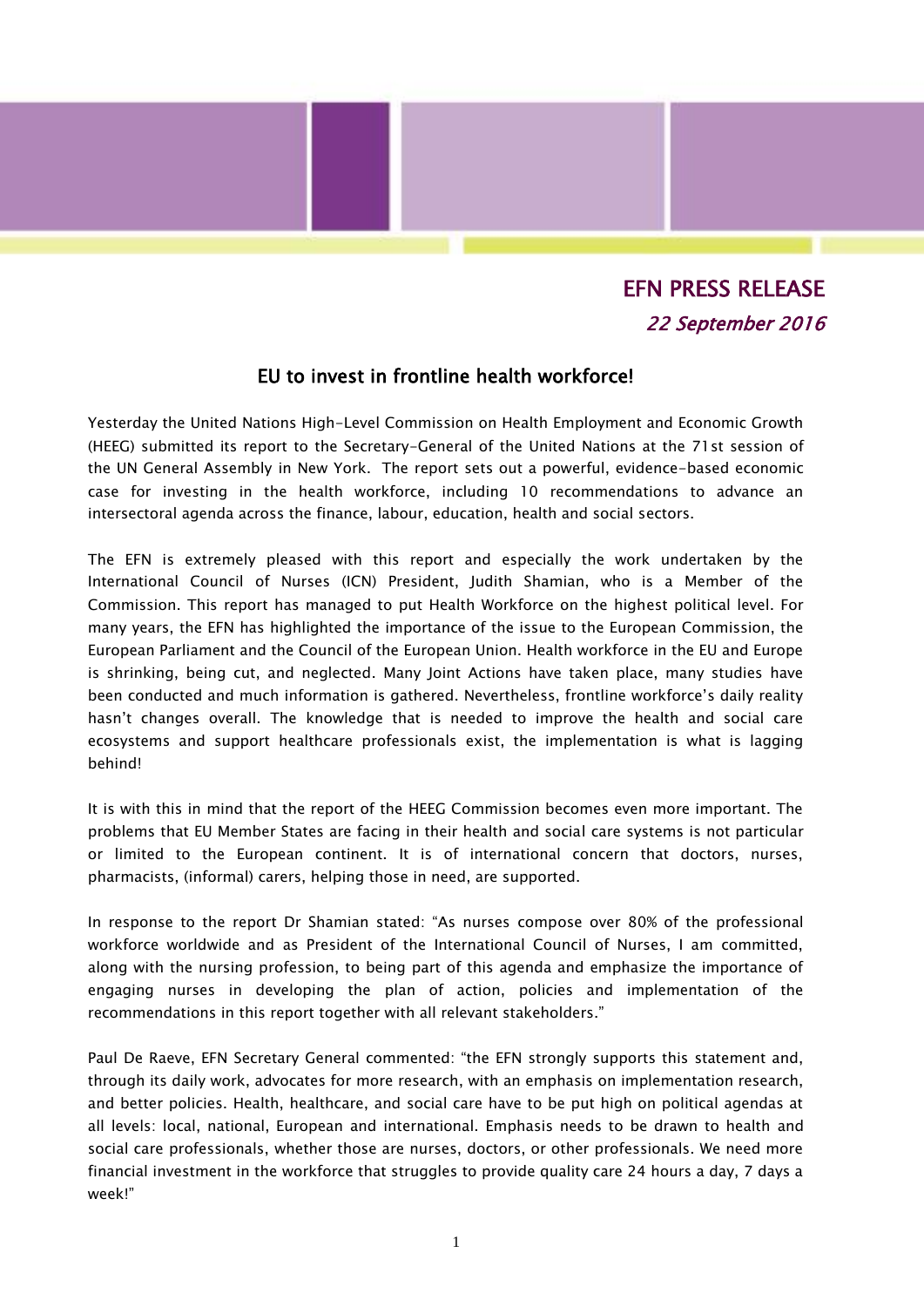# EFN PRESS RELEASE

*22 September 2016*

## EU to invest in frontline health workforce!

Yesterday the United Nations High-Level Commission on Health Employment and Economic Growth (HEEG) submitted its report to the Secretary-General of the United Nations at the 71st session of the UN General Assembly in New York. The report sets out a powerful, evidence-based economic case for investing in the health workforce, including 10 recommendations to advance an intersectoral agenda across the finance, labour, education, health and social sectors.

The EFN is extremely pleased with this report and especially the work undertaken by the International Council of Nurses (ICN) President, Judith Shamian, who is a Member of the Commission. This report has managed to put Health Workforce on the highest political level. For many years, the EFN has highlighted the importance of the issue to the European Commission, the European Parliament and the Council of the European Union. Health workforce in the EU and Europe is shrinking, being cut, and neglected. Many Joint Actions have taken place, many studies have been conducted and much information is gathered. Nevertheless, frontline workforce's daily reality hasn't changes overall. The knowledge that is needed to improve the health and social care ecosystems and support healthcare professionals exist, the implementation is what is lagging behind!

It is with this in mind that the report of the HEEG Commission becomes even more important. The problems that EU Member States are facing in their health and social care systems is not particular or limited to the European continent. It is of international concern that doctors, nurses, pharmacists, (informal) carers, helping those in need, are supported.

In response to the report Dr Shamian stated: "As nurses compose over 80% of the professional workforce worldwide and as President of the International Council of Nurses, I am committed, along with the nursing profession, to being part of this agenda and emphasize the importance of engaging nurses in developing the plan of action, policies and implementation of the recommendations in this report together with all relevant stakeholders."

Paul De Raeve, EFN Secretary General commented: "the EFN strongly supports this statement and, through its daily work, advocates for more research, with an emphasis on implementation research, and better policies. Health, healthcare, and social care have to be put high on political agendas at all levels: local, national, European and international. Emphasis needs to be drawn to health and social care professionals, whether those are nurses, doctors, or other professionals. We need more financial investment in the workforce that struggles to provide quality care 24 hours a day, 7 days a week!"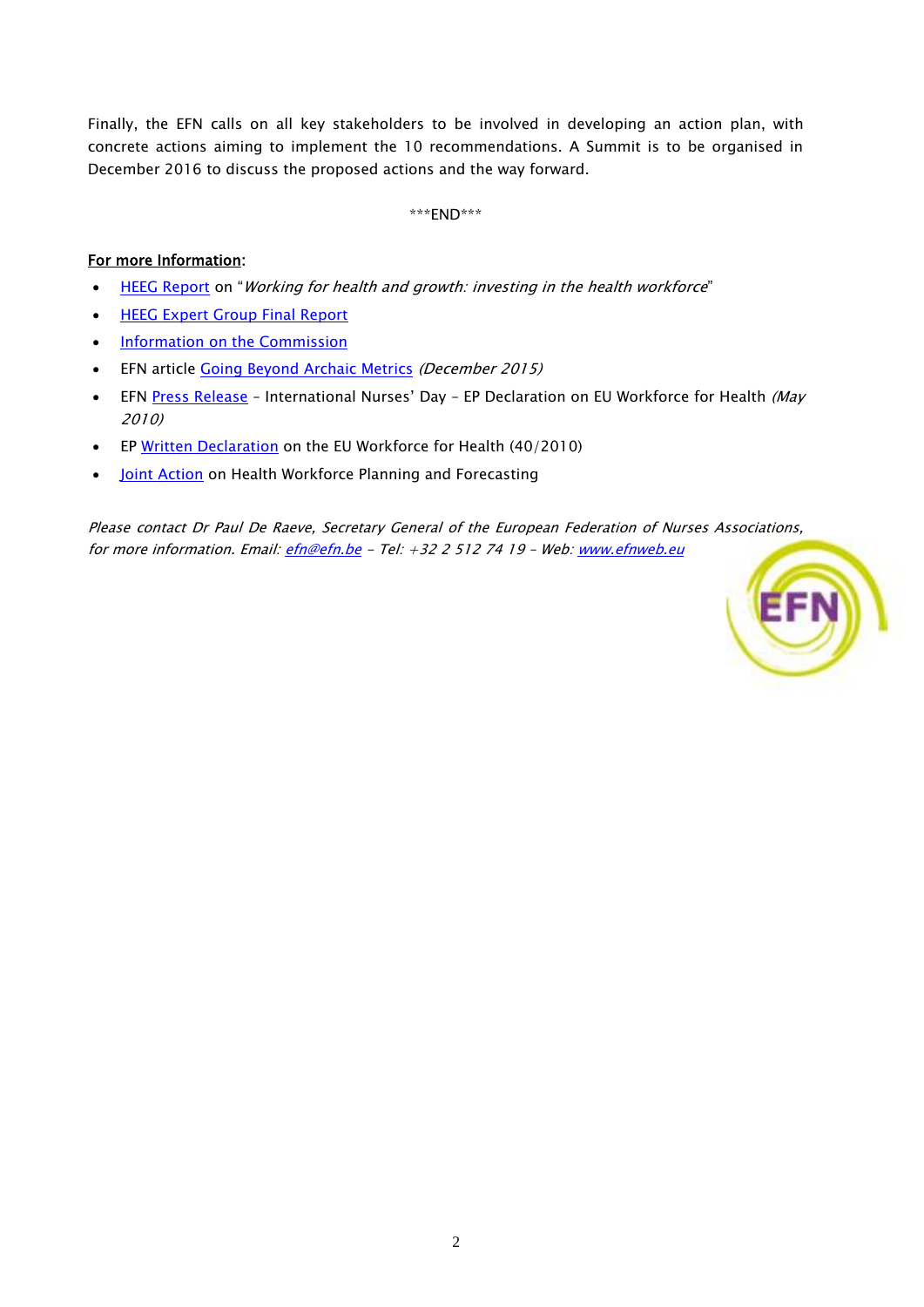Finally, the EFN calls on all key stakeholders to be involved in developing an action plan, with concrete actions aiming to implement the 10 recommendations. A Summit is to be organised in December 2016 to discuss the proposed actions and the way forward.

***END***

**For more Information**:

- HEEG Report on "*Working for health and growth: investing in the health workforce*"
- HEEG Expert Group Final Report
- Information on the Commission
- EFN article Going Beyond Archaic Metrics *(December 2015)*
- EFN Press Release – International Nurses' Day – EP Declaration on EU Workforce for Health *(May 2010)*
- EP Written Declaration on the EU Workforce for Health (40/2010)
- Joint Action on Health Workforce Planning and Forecasting

*Please contact Dr Paul De Raeve, Secretary General of the European Federation of Nurses Associations, for more information. Email: efn@efn.be – Tel: +32 2 512 74 19 – Web: www.efnweb.eu*